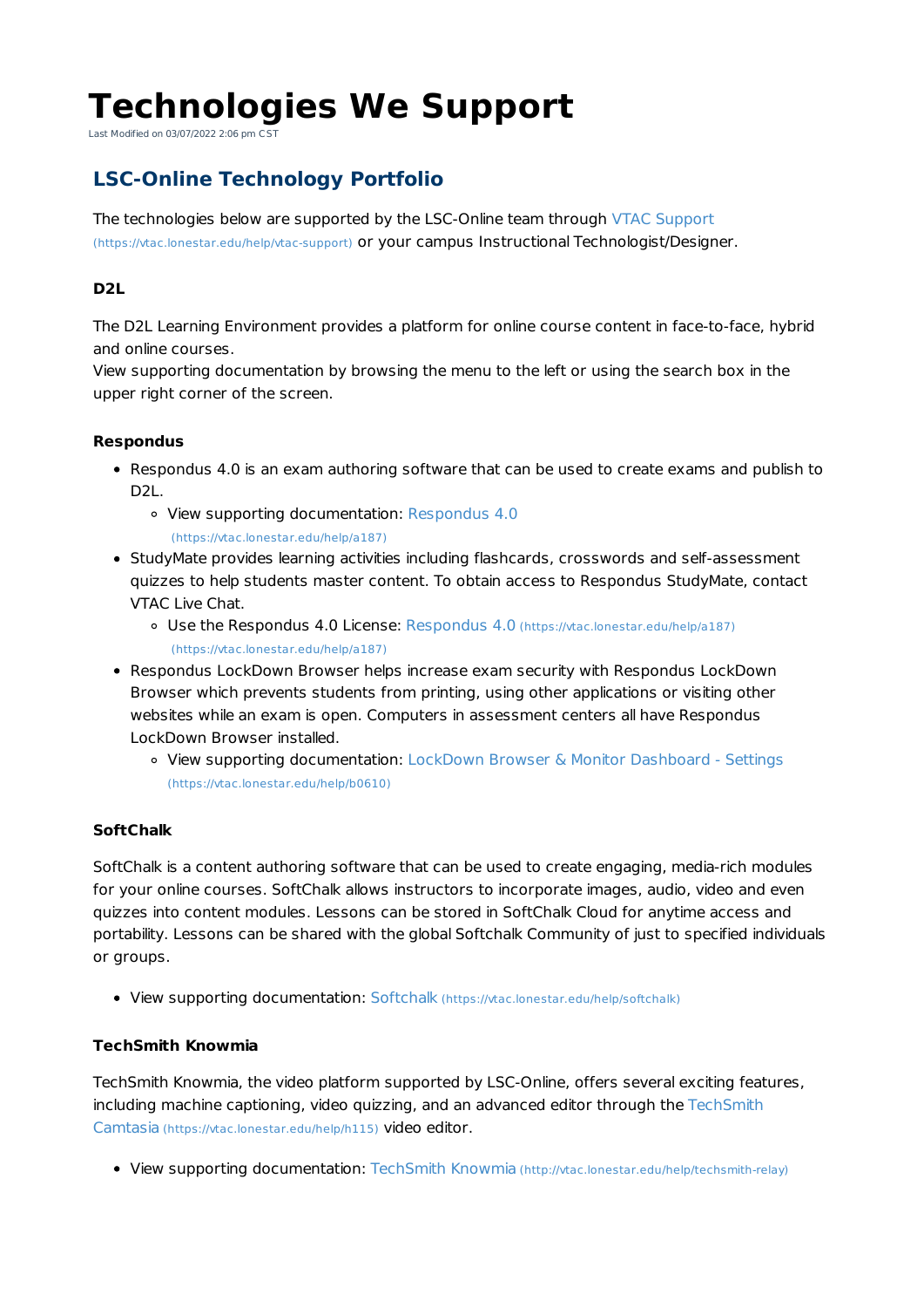# Technologies We Support

Last Modified on 03/07/2022 2:06 pm CST

## LSC-Online Technology Portfolio

The technologies below are supported by the LSC-Online team through VTAC Support (https://vtac.lonestar.edu/help/vtac-support) or your campus Instructional Technologist/Designer.

#### D2L

The D2L Learning Environment provides a platform for online course content in face-to-face, hybrid and online courses.
View supporting documentation by browsing the menu to the left or using the search box in the upper right corner of the screen.

#### Respondus

- Respondus 4.0 is an exam authoring software that can be used to create exams and publish to D2L.
  - View supporting documentation: Respondus 4.0 (https://vtac.lonestar.edu/help/a187)
- StudyMate provides learning activities including flashcards, crosswords and self-assessment quizzes to help students master content. To obtain access to Respondus StudyMate, contact VTAC Live Chat.
  - Use the Respondus 4.0 License: Respondus 4.0 (https://vtac.lonestar.edu/help/a187) (https://vtac.lonestar.edu/help/a187)
- Respondus LockDown Browser helps increase exam security with Respondus LockDown Browser which prevents students from printing, using other applications or visiting other websites while an exam is open. Computers in assessment centers all have Respondus LockDown Browser installed.
  - View supporting documentation: LockDown Browser & Monitor Dashboard - Settings (https://vtac.lonestar.edu/help/b0610)

#### SoftChalk

SoftChalk is a content authoring software that can be used to create engaging, media-rich modules for your online courses. SoftChalk allows instructors to incorporate images, audio, video and even quizzes into content modules. Lessons can be stored in SoftChalk Cloud for anytime access and portability. Lessons can be shared with the global Softchalk Community of just to specified individuals or groups.

- View supporting documentation: Softchalk (https://vtac.lonestar.edu/help/softchalk)

#### TechSmith Knowmia

TechSmith Knowmia, the video platform supported by LSC-Online, offers several exciting features, including machine captioning, video quizzing, and an advanced editor through the TechSmith Camtasia (https://vtac.lonestar.edu/help/h115) video editor.

- View supporting documentation: TechSmith Knowmia (http://vtac.lonestar.edu/help/techsmith-relay)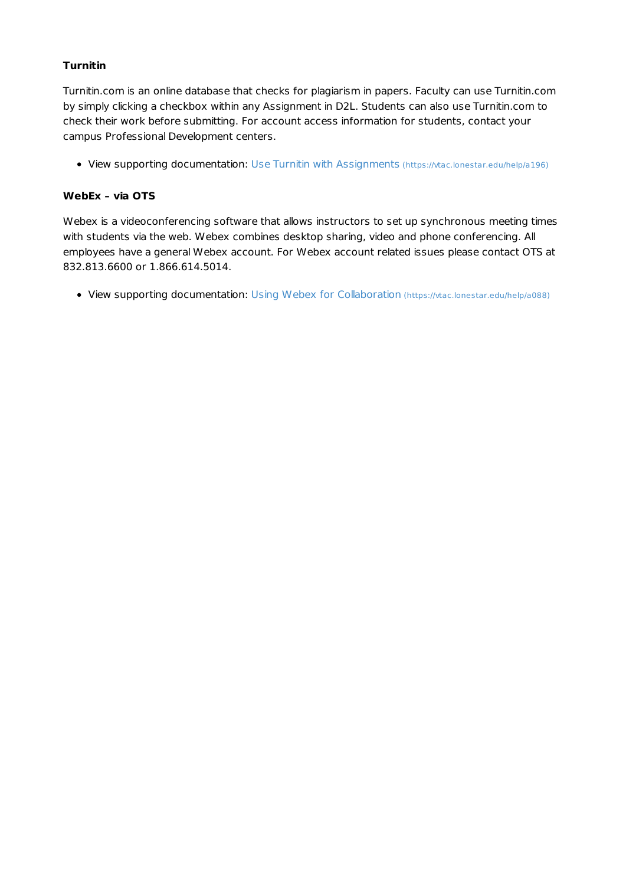**Turnitin**

Turnitin.com is an online database that checks for plagiarism in papers. Faculty can use Turnitin.com by simply clicking a checkbox within any Assignment in D2L. Students can also use Turnitin.com to check their work before submitting. For account access information for students, contact your campus Professional Development centers.

- View supporting documentation: Use Turnitin with Assignments (https://vtac.lonestar.edu/help/a196)

**WebEx – via OTS**

Webex is a videoconferencing software that allows instructors to set up synchronous meeting times with students via the web. Webex combines desktop sharing, video and phone conferencing. All employees have a general Webex account. For Webex account related issues please contact OTS at 832.813.6600 or 1.866.614.5014.

- View supporting documentation: Using Webex for Collaboration (https://vtac.lonestar.edu/help/a088)